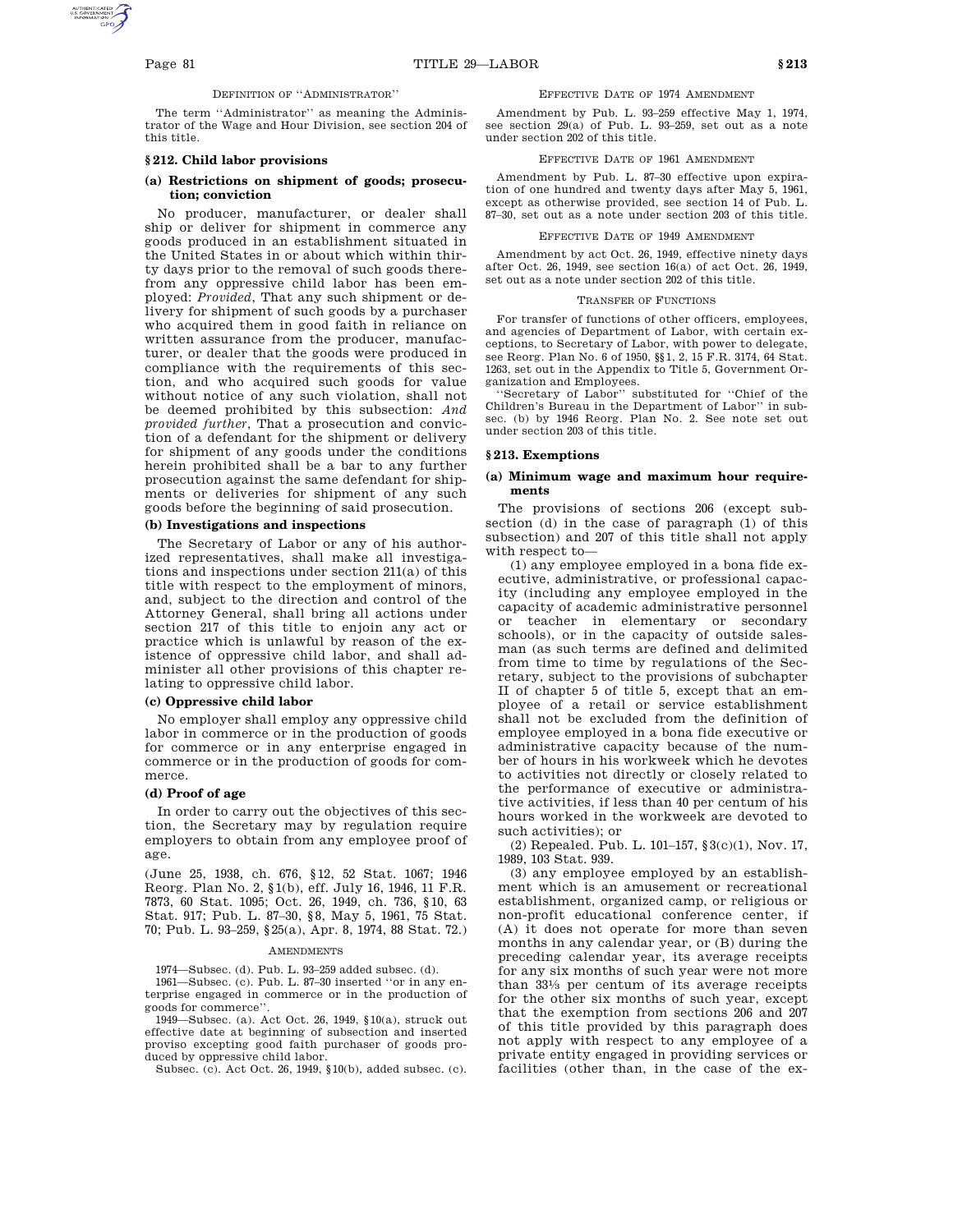DEFINITION OF ''ADMINISTRATOR''

The term ''Administrator'' as meaning the Administrator of the Wage and Hour Division, see section 204 of this title.

### § 212. Child labor provisions

#### (a) Restrictions on shipment of goods; prosecution; conviction

No producer, manufacturer, or dealer shall ship or deliver for shipment in commerce any goods produced in an establishment situated in the United States in or about which within thirty days prior to the removal of such goods therefrom any oppressive child labor has been employed: *Provided*, That any such shipment or delivery for shipment of such goods by a purchaser who acquired them in good faith in reliance on written assurance from the producer, manufacturer, or dealer that the goods were produced in compliance with the requirements of this section, and who acquired such goods for value without notice of any such violation, shall not be deemed prohibited by this subsection: *And provided further*, That a prosecution and conviction of a defendant for the shipment or delivery for shipment of any goods under the conditions herein prohibited shall be a bar to any further prosecution against the same defendant for shipments or deliveries for shipment of any such goods before the beginning of said prosecution.

#### (b) Investigations and inspections

The Secretary of Labor or any of his authorized representatives, shall make all investigations and inspections under section 211(a) of this title with respect to the employment of minors, and, subject to the direction and control of the Attorney General, shall bring all actions under section 217 of this title to enjoin any act or practice which is unlawful by reason of the existence of oppressive child labor, and shall administer all other provisions of this chapter relating to oppressive child labor.

#### (c) Oppressive child labor

No employer shall employ any oppressive child labor in commerce or in the production of goods for commerce or in any enterprise engaged in commerce or in the production of goods for commerce.

#### (d) Proof of age

In order to carry out the objectives of this section, the Secretary may by regulation require employers to obtain from any employee proof of age.

(June 25, 1938, ch. 676, §12, 52 Stat. 1067; 1946 Reorg. Plan No. 2, §1(b), eff. July 16, 1946, 11 F.R. 7873, 60 Stat. 1095; Oct. 26, 1949, ch. 736, §10, 63 Stat. 917; Pub. L. 87–30, §8, May 5, 1961, 75 Stat. 70; Pub. L. 93–259, §25(a), Apr. 8, 1974, 88 Stat. 72.)

AMENDMENTS

1974—Subsec. (d). Pub. L. 93–259 added subsec. (d).

1961—Subsec. (c). Pub. L. 87–30 inserted ''or in any enterprise engaged in commerce or in the production of goods for commerce''.

1949—Subsec. (a). Act Oct. 26, 1949, §10(a), struck out effective date at beginning of subsection and inserted proviso excepting good faith purchaser of goods produced by oppressive child labor.

Subsec. (c). Act Oct. 26, 1949, §10(b), added subsec. (c).

EFFECTIVE DATE OF 1974 AMENDMENT

Amendment by Pub. L. 93–259 effective May 1, 1974, see section 29(a) of Pub. L. 93–259, set out as a note under section 202 of this title.

EFFECTIVE DATE OF 1961 AMENDMENT

Amendment by Pub. L. 87–30 effective upon expiration of one hundred and twenty days after May 5, 1961, except as otherwise provided, see section 14 of Pub. L. 87–30, set out as a note under section 203 of this title.

EFFECTIVE DATE OF 1949 AMENDMENT

Amendment by act Oct. 26, 1949, effective ninety days after Oct. 26, 1949, see section 16(a) of act Oct. 26, 1949, set out as a note under section 202 of this title.

TRANSFER OF FUNCTIONS

For transfer of functions of other officers, employees, and agencies of Department of Labor, with certain exceptions, to Secretary of Labor, with power to delegate, see Reorg. Plan No. 6 of 1950, §§1, 2, 15 F.R. 3174, 64 Stat. 1263, set out in the Appendix to Title 5, Government Organization and Employees.

''Secretary of Labor'' substituted for ''Chief of the Children's Bureau in the Department of Labor'' in subsec. (b) by 1946 Reorg. Plan No. 2. See note set out under section 203 of this title.

### § 213. Exemptions

#### (a) Minimum wage and maximum hour requirements

The provisions of sections 206 (except subsection (d) in the case of paragraph (1) of this subsection) and 207 of this title shall not apply with respect to—

(1) any employee employed in a bona fide executive, administrative, or professional capacity (including any employee employed in the capacity of academic administrative personnel or teacher in elementary or secondary schools), or in the capacity of outside salesman (as such terms are defined and delimited from time to time by regulations of the Secretary, subject to the provisions of subchapter II of chapter 5 of title 5, except that an employee of a retail or service establishment shall not be excluded from the definition of employee employed in a bona fide executive or administrative capacity because of the number of hours in his workweek which he devotes to activities not directly or closely related to the performance of executive or administrative activities, if less than 40 per centum of his hours worked in the workweek are devoted to such activities); or

(2) Repealed. Pub. L. 101–157, §3(c)(1), Nov. 17, 1989, 103 Stat. 939.

(3) any employee employed by an establishment which is an amusement or recreational establishment, organized camp, or religious or non-profit educational conference center, if (A) it does not operate for more than seven months in any calendar year, or (B) during the preceding calendar year, its average receipts for any six months of such year were not more than 33⅓ per centum of its average receipts for the other six months of such year, except that the exemption from sections 206 and 207 of this title provided by this paragraph does not apply with respect to any employee of a private entity engaged in providing services or facilities (other than, in the case of the ex-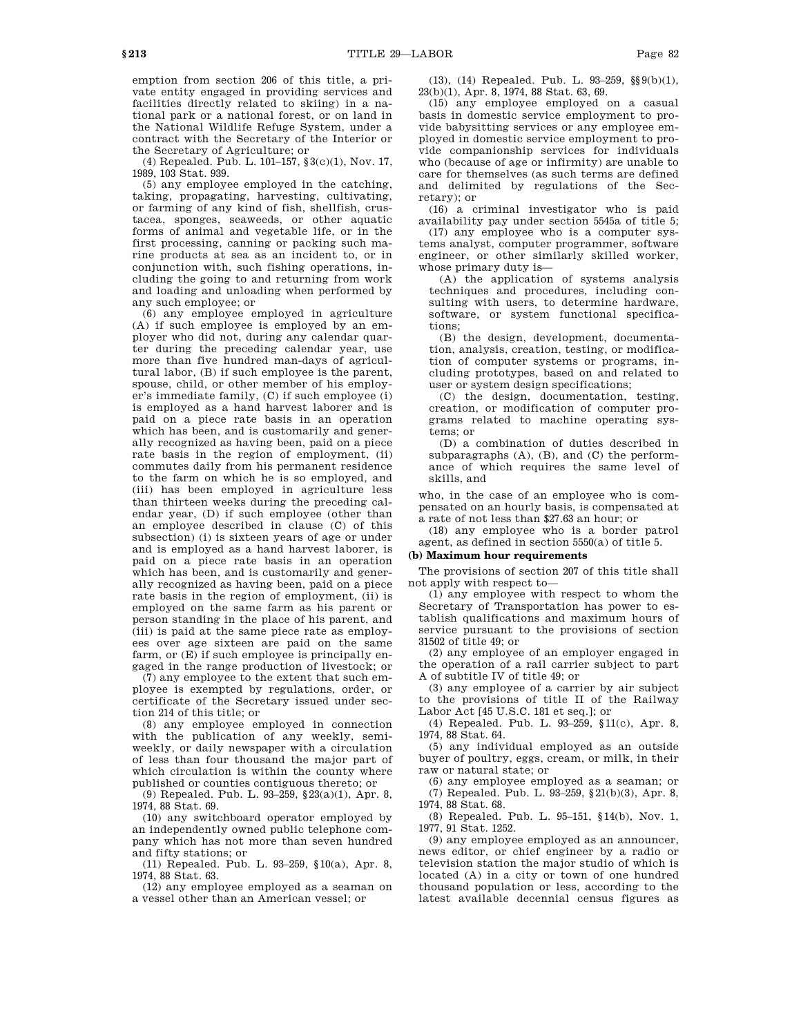emption from section 206 of this title, a private entity engaged in providing services and facilities directly related to skiing) in a national park or a national forest, or on land in the National Wildlife Refuge System, under a contract with the Secretary of the Interior or the Secretary of Agriculture; or

(4) Repealed. Pub. L. 101–157, §3(c)(1), Nov. 17, 1989, 103 Stat. 939.

(5) any employee employed in the catching, taking, propagating, harvesting, cultivating, or farming of any kind of fish, shellfish, crustacea, sponges, seaweeds, or other aquatic forms of animal and vegetable life, or in the first processing, canning or packing such marine products at sea as an incident to, or in conjunction with, such fishing operations, including the going to and returning from work and loading and unloading when performed by any such employee; or

(6) any employee employed in agriculture (A) if such employee is employed by an employer who did not, during any calendar quarter during the preceding calendar year, use more than five hundred man-days of agricultural labor, (B) if such employee is the parent, spouse, child, or other member of his employer's immediate family, (C) if such employee (i) is employed as a hand harvest laborer and is paid on a piece rate basis in an operation which has been, and is customarily and generally recognized as having been, paid on a piece rate basis in the region of employment, (ii) commutes daily from his permanent residence to the farm on which he is so employed, and (iii) has been employed in agriculture less than thirteen weeks during the preceding calendar year, (D) if such employee (other than an employee described in clause (C) of this subsection) (i) is sixteen years of age or under and is employed as a hand harvest laborer, is paid on a piece rate basis in an operation which has been, and is customarily and generally recognized as having been, paid on a piece rate basis in the region of employment, (ii) is employed on the same farm as his parent or person standing in the place of his parent, and (iii) is paid at the same piece rate as employees over age sixteen are paid on the same farm, or (E) if such employee is principally engaged in the range production of livestock; or

(7) any employee to the extent that such employee is exempted by regulations, order, or certificate of the Secretary issued under section 214 of this title; or

(8) any employee employed in connection with the publication of any weekly, semiweekly, or daily newspaper with a circulation of less than four thousand the major part of which circulation is within the county where published or counties contiguous thereto; or

(9) Repealed. Pub. L. 93–259, §23(a)(1), Apr. 8, 1974, 88 Stat. 69.

(10) any switchboard operator employed by an independently owned public telephone company which has not more than seven hundred and fifty stations; or

(11) Repealed. Pub. L. 93–259, §10(a), Apr. 8, 1974, 88 Stat. 63.

(12) any employee employed as a seaman on a vessel other than an American vessel; or

(13), (14) Repealed. Pub. L. 93–259, §§9(b)(1), 23(b)(1), Apr. 8, 1974, 88 Stat. 63, 69.

(15) any employee employed on a casual basis in domestic service employment to provide babysitting services or any employee employed in domestic service employment to provide companionship services for individuals who (because of age or infirmity) are unable to care for themselves (as such terms are defined and delimited by regulations of the Secretary); or

(16) a criminal investigator who is paid availability pay under section 5545a of title 5;

(17) any employee who is a computer systems analyst, computer programmer, software engineer, or other similarly skilled worker, whose primary duty is—

(A) the application of systems analysis techniques and procedures, including consulting with users, to determine hardware, software, or system functional specifications;

(B) the design, development, documentation, analysis, creation, testing, or modification of computer systems or programs, including prototypes, based on and related to user or system design specifications;

(C) the design, documentation, testing, creation, or modification of computer programs related to machine operating systems; or

(D) a combination of duties described in subparagraphs (A), (B), and (C) the performance of which requires the same level of skills, and

who, in the case of an employee who is compensated on an hourly basis, is compensated at a rate of not less than $27.63 an hour; or

(18) any employee who is a border patrol agent, as defined in section 5550(a) of title 5.

**(b) Maximum hour requirements**

The provisions of section 207 of this title shall not apply with respect to—

(1) any employee with respect to whom the Secretary of Transportation has power to establish qualifications and maximum hours of service pursuant to the provisions of section 31502 of title 49; or

(2) any employee of an employer engaged in the operation of a rail carrier subject to part A of subtitle IV of title 49; or

(3) any employee of a carrier by air subject to the provisions of title II of the Railway Labor Act [45 U.S.C. 181 et seq.]; or

(4) Repealed. Pub. L. 93–259, §11(c), Apr. 8, 1974, 88 Stat. 64.

(5) any individual employed as an outside buyer of poultry, eggs, cream, or milk, in their raw or natural state; or

(6) any employee employed as a seaman; or

(7) Repealed. Pub. L. 93–259, §21(b)(3), Apr. 8, 1974, 88 Stat. 68.

(8) Repealed. Pub. L. 95–151, §14(b), Nov. 1, 1977, 91 Stat. 1252.

(9) any employee employed as an announcer, news editor, or chief engineer by a radio or television station the major studio of which is located (A) in a city or town of one hundred thousand population or less, according to the latest available decennial census figures as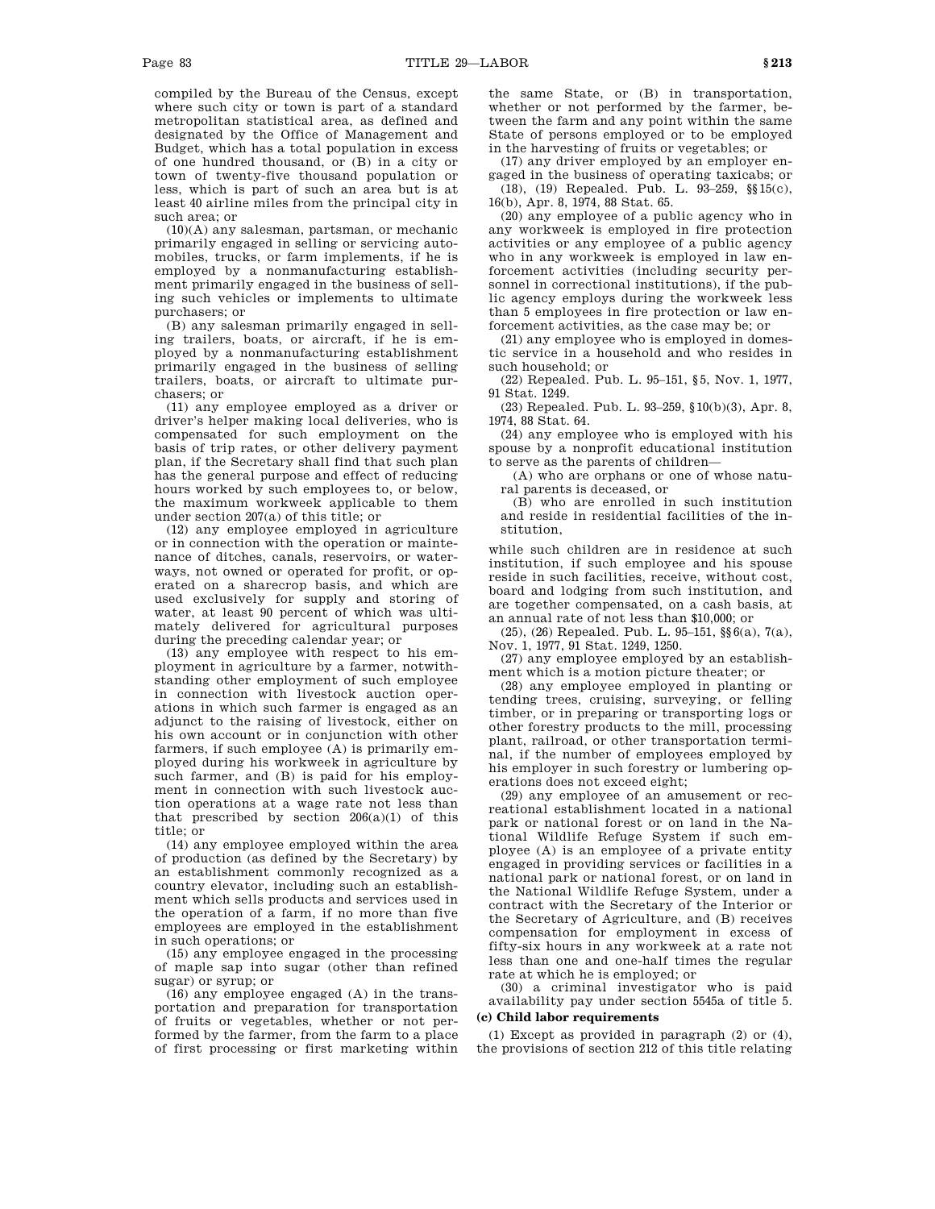compiled by the Bureau of the Census, except where such city or town is part of a standard metropolitan statistical area, as defined and designated by the Office of Management and Budget, which has a total population in excess of one hundred thousand, or (B) in a city or town of twenty-five thousand population or less, which is part of such an area but is at least 40 airline miles from the principal city in such area; or

(10)(A) any salesman, partsman, or mechanic primarily engaged in selling or servicing automobiles, trucks, or farm implements, if he is employed by a nonmanufacturing establishment primarily engaged in the business of selling such vehicles or implements to ultimate purchasers; or

(B) any salesman primarily engaged in selling trailers, boats, or aircraft, if he is employed by a nonmanufacturing establishment primarily engaged in the business of selling trailers, boats, or aircraft to ultimate purchasers; or

(11) any employee employed as a driver or driver's helper making local deliveries, who is compensated for such employment on the basis of trip rates, or other delivery payment plan, if the Secretary shall find that such plan has the general purpose and effect of reducing hours worked by such employees to, or below, the maximum workweek applicable to them under section 207(a) of this title; or

(12) any employee employed in agriculture or in connection with the operation or maintenance of ditches, canals, reservoirs, or waterways, not owned or operated for profit, or operated on a sharecrop basis, and which are used exclusively for supply and storing of water, at least 90 percent of which was ultimately delivered for agricultural purposes during the preceding calendar year; or

(13) any employee with respect to his employment in agriculture by a farmer, notwithstanding other employment of such employee in connection with livestock auction operations in which such farmer is engaged as an adjunct to the raising of livestock, either on his own account or in conjunction with other farmers, if such employee (A) is primarily employed during his workweek in agriculture by such farmer, and (B) is paid for his employment in connection with such livestock auction operations at a wage rate not less than that prescribed by section 206(a)(1) of this title; or

(14) any employee employed within the area of production (as defined by the Secretary) by an establishment commonly recognized as a country elevator, including such an establishment which sells products and services used in the operation of a farm, if no more than five employees are employed in the establishment in such operations; or

(15) any employee engaged in the processing of maple sap into sugar (other than refined sugar) or syrup; or

(16) any employee engaged (A) in the transportation and preparation for transportation of fruits or vegetables, whether or not performed by the farmer, from the farm to a place of first processing or first marketing within the same State, or (B) in transportation, whether or not performed by the farmer, between the farm and any point within the same State of persons employed or to be employed in the harvesting of fruits or vegetables; or

(17) any driver employed by an employer engaged in the business of operating taxicabs; or

(18), (19) Repealed. Pub. L. 93–259, §§15(c), 16(b), Apr. 8, 1974, 88 Stat. 65.

(20) any employee of a public agency who in any workweek is employed in fire protection activities or any employee of a public agency who in any workweek is employed in law enforcement activities (including security personnel in correctional institutions), if the public agency employs during the workweek less than 5 employees in fire protection or law enforcement activities, as the case may be; or

(21) any employee who is employed in domestic service in a household and who resides in such household; or

(22) Repealed. Pub. L. 95–151, §5, Nov. 1, 1977, 91 Stat. 1249.

(23) Repealed. Pub. L. 93–259, §10(b)(3), Apr. 8, 1974, 88 Stat. 64.

(24) any employee who is employed with his spouse by a nonprofit educational institution to serve as the parents of children—

(A) who are orphans or one of whose natural parents is deceased, or

(B) who are enrolled in such institution and reside in residential facilities of the institution,

while such children are in residence at such institution, if such employee and his spouse reside in such facilities, receive, without cost, board and lodging from such institution, and are together compensated, on a cash basis, at an annual rate of not less than $10,000; or

(25), (26) Repealed. Pub. L. 95–151, §§6(a), 7(a), Nov. 1, 1977, 91 Stat. 1249, 1250.

(27) any employee employed by an establishment which is a motion picture theater; or

(28) any employee employed in planting or tending trees, cruising, surveying, or felling timber, or in preparing or transporting logs or other forestry products to the mill, processing plant, railroad, or other transportation terminal, if the number of employees employed by his employer in such forestry or lumbering operations does not exceed eight;

(29) any employee of an amusement or recreational establishment located in a national park or national forest or on land in the National Wildlife Refuge System if such employee (A) is an employee of a private entity engaged in providing services or facilities in a national park or national forest, or on land in the National Wildlife Refuge System, under a contract with the Secretary of the Interior or the Secretary of Agriculture, and (B) receives compensation for employment in excess of fifty-six hours in any workweek at a rate not less than one and one-half times the regular rate at which he is employed; or

(30) a criminal investigator who is paid availability pay under section 5545a of title 5.

**(c) Child labor requirements**

(1) Except as provided in paragraph (2) or (4), the provisions of section 212 of this title relating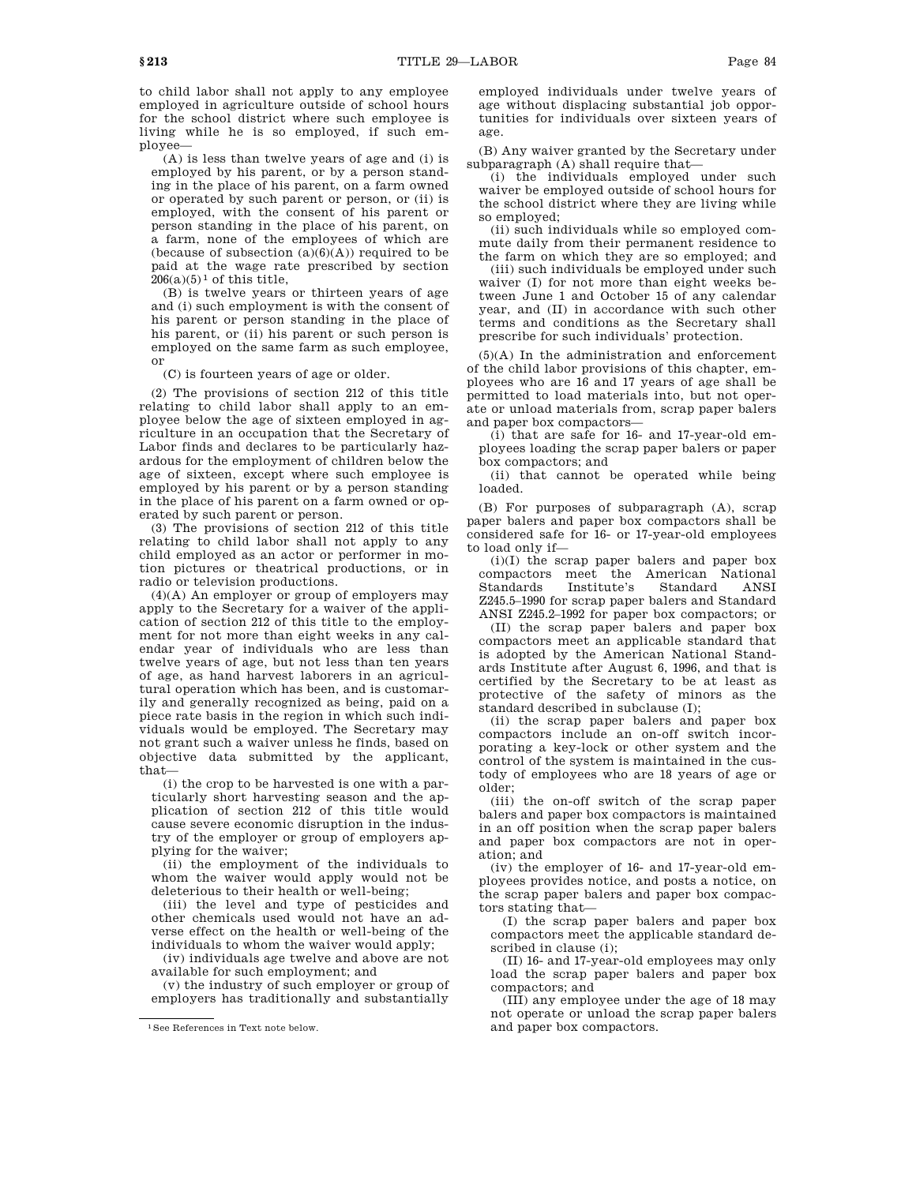to child labor shall not apply to any employee employed in agriculture outside of school hours for the school district where such employee is living while he is so employed, if such employee—

(A) is less than twelve years of age and (i) is employed by his parent, or by a person standing in the place of his parent, on a farm owned or operated by such parent or person, or (ii) is employed, with the consent of his parent or person standing in the place of his parent, on a farm, none of the employees of which are (because of subsection (a)(6)(A)) required to be paid at the wage rate prescribed by section 206(a)(5)[1] of this title,

(B) is twelve years or thirteen years of age and (i) such employment is with the consent of his parent or person standing in the place of his parent, or (ii) his parent or such person is employed on the same farm as such employee, or

(C) is fourteen years of age or older.

(2) The provisions of section 212 of this title relating to child labor shall apply to an employee below the age of sixteen employed in agriculture in an occupation that the Secretary of Labor finds and declares to be particularly hazardous for the employment of children below the age of sixteen, except where such employee is employed by his parent or by a person standing in the place of his parent on a farm owned or operated by such parent or person.

(3) The provisions of section 212 of this title relating to child labor shall not apply to any child employed as an actor or performer in motion pictures or theatrical productions, or in radio or television productions.

(4)(A) An employer or group of employers may apply to the Secretary for a waiver of the application of section 212 of this title to the employment for not more than eight weeks in any calendar year of individuals who are less than twelve years of age, but not less than ten years of age, as hand harvest laborers in an agricultural operation which has been, and is customarily and generally recognized as being, paid on a piece rate basis in the region in which such individuals would be employed. The Secretary may not grant such a waiver unless he finds, based on objective data submitted by the applicant, that—

(i) the crop to be harvested is one with a particularly short harvesting season and the application of section 212 of this title would cause severe economic disruption in the industry of the employer or group of employers applying for the waiver;

(ii) the employment of the individuals to whom the waiver would apply would not be deleterious to their health or well-being;

(iii) the level and type of pesticides and other chemicals used would not have an adverse effect on the health or well-being of the individuals to whom the waiver would apply;

(iv) individuals age twelve and above are not available for such employment; and

(v) the industry of such employer or group of employers has traditionally and substantially employed individuals under twelve years of age without displacing substantial job opportunities for individuals over sixteen years of age.

(B) Any waiver granted by the Secretary under subparagraph (A) shall require that—

(i) the individuals employed under such waiver be employed outside of school hours for the school district where they are living while so employed;

(ii) such individuals while so employed commute daily from their permanent residence to the farm on which they are so employed; and

(iii) such individuals be employed under such waiver (I) for not more than eight weeks between June 1 and October 15 of any calendar year, and (II) in accordance with such other terms and conditions as the Secretary shall prescribe for such individuals' protection.

(5)(A) In the administration and enforcement of the child labor provisions of this chapter, employees who are 16 and 17 years of age shall be permitted to load materials into, but not operate or unload materials from, scrap paper balers and paper box compactors—

(i) that are safe for 16- and 17-year-old employees loading the scrap paper balers or paper box compactors; and

(ii) that cannot be operated while being loaded.

(B) For purposes of subparagraph (A), scrap paper balers and paper box compactors shall be considered safe for 16- or 17-year-old employees to load only if—

(i)(I) the scrap paper balers and paper box compactors meet the American National Standards Institute's Standard ANSI Z245.5–1990 for scrap paper balers and Standard ANSI Z245.2–1992 for paper box compactors; or

(II) the scrap paper balers and paper box compactors meet an applicable standard that is adopted by the American National Standards Institute after August 6, 1996, and that is certified by the Secretary to be at least as protective of the safety of minors as the standard described in subclause (I);

(ii) the scrap paper balers and paper box compactors include an on-off switch incorporating a key-lock or other system and the control of the system is maintained in the custody of employees who are 18 years of age or older;

(iii) the on-off switch of the scrap paper balers and paper box compactors is maintained in an off position when the scrap paper balers and paper box compactors are not in operation; and

(iv) the employer of 16- and 17-year-old employees provides notice, and posts a notice, on the scrap paper balers and paper box compactors stating that—

(I) the scrap paper balers and paper box compactors meet the applicable standard described in clause (i);

(II) 16- and 17-year-old employees may only load the scrap paper balers and paper box compactors; and

(III) any employee under the age of 18 may not operate or unload the scrap paper balers and paper box compactors.

[1] See References in Text note below.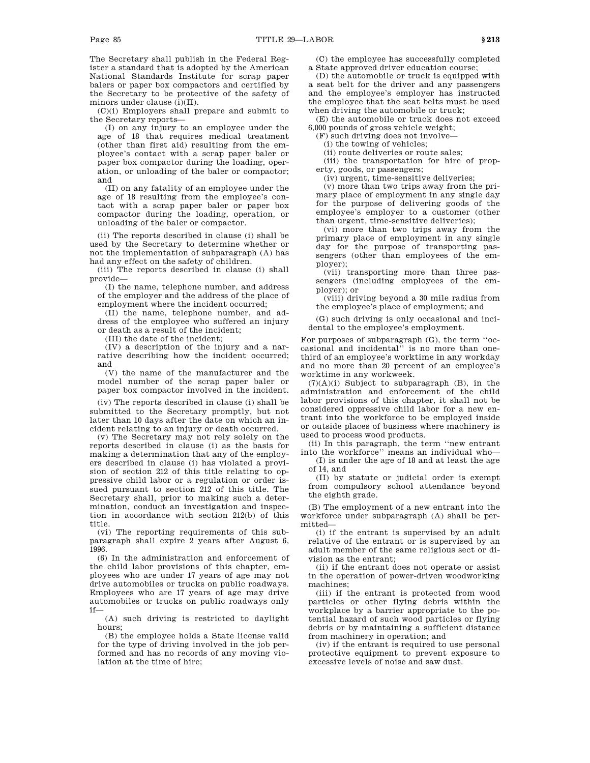The Secretary shall publish in the Federal Register a standard that is adopted by the American National Standards Institute for scrap paper balers or paper box compactors and certified by the Secretary to be protective of the safety of minors under clause (i)(II).

(C)(i) Employers shall prepare and submit to the Secretary reports—

(I) on any injury to an employee under the age of 18 that requires medical treatment (other than first aid) resulting from the employee's contact with a scrap paper baler or paper box compactor during the loading, operation, or unloading of the baler or compactor; and

(II) on any fatality of an employee under the age of 18 resulting from the employee's contact with a scrap paper baler or paper box compactor during the loading, operation, or unloading of the baler or compactor.

(ii) The reports described in clause (i) shall be used by the Secretary to determine whether or not the implementation of subparagraph (A) has had any effect on the safety of children.

(iii) The reports described in clause (i) shall provide—

(I) the name, telephone number, and address of the employer and the address of the place of employment where the incident occurred;

(II) the name, telephone number, and address of the employee who suffered an injury or death as a result of the incident;

(III) the date of the incident;

(IV) a description of the injury and a narrative describing how the incident occurred; and

(V) the name of the manufacturer and the model number of the scrap paper baler or paper box compactor involved in the incident.

(iv) The reports described in clause (i) shall be submitted to the Secretary promptly, but not later than 10 days after the date on which an incident relating to an injury or death occurred.

(v) The Secretary may not rely solely on the reports described in clause (i) as the basis for making a determination that any of the employers described in clause (i) has violated a provision of section 212 of this title relating to oppressive child labor or a regulation or order issued pursuant to section 212 of this title. The Secretary shall, prior to making such a determination, conduct an investigation and inspection in accordance with section 212(b) of this title.

(vi) The reporting requirements of this subparagraph shall expire 2 years after August 6, 1996.

(6) In the administration and enforcement of the child labor provisions of this chapter, employees who are under 17 years of age may not drive automobiles or trucks on public roadways. Employees who are 17 years of age may drive automobiles or trucks on public roadways only if—

(A) such driving is restricted to daylight hours;

(B) the employee holds a State license valid for the type of driving involved in the job performed and has no records of any moving violation at the time of hire;

(C) the employee has successfully completed a State approved driver education course;

(D) the automobile or truck is equipped with a seat belt for the driver and any passengers and the employee's employer has instructed the employee that the seat belts must be used when driving the automobile or truck;

(E) the automobile or truck does not exceed 6,000 pounds of gross vehicle weight;

(F) such driving does not involve—

(i) the towing of vehicles;

(ii) route deliveries or route sales;

(iii) the transportation for hire of property, goods, or passengers;

(iv) urgent, time-sensitive deliveries;

(v) more than two trips away from the primary place of employment in any single day for the purpose of delivering goods of the employee's employer to a customer (other than urgent, time-sensitive deliveries);

(vi) more than two trips away from the primary place of employment in any single day for the purpose of transporting passengers (other than employees of the employer);

(vii) transporting more than three passengers (including employees of the employer); or

(viii) driving beyond a 30 mile radius from the employee's place of employment; and

(G) such driving is only occasional and incidental to the employee's employment.

For purposes of subparagraph (G), the term ''occasional and incidental'' is no more than one-third of an employee's worktime in any workday and no more than 20 percent of an employee's worktime in any workweek.

(7)(A)(i) Subject to subparagraph (B), in the administration and enforcement of the child labor provisions of this chapter, it shall not be considered oppressive child labor for a new entrant into the workforce to be employed inside or outside places of business where machinery is used to process wood products.

(ii) In this paragraph, the term ''new entrant into the workforce'' means an individual who—

(I) is under the age of 18 and at least the age of 14, and

(II) by statute or judicial order is exempt from compulsory school attendance beyond the eighth grade.

(B) The employment of a new entrant into the workforce under subparagraph (A) shall be permitted—

(i) if the entrant is supervised by an adult relative of the entrant or is supervised by an adult member of the same religious sect or division as the entrant;

(ii) if the entrant does not operate or assist in the operation of power-driven woodworking machines;

(iii) if the entrant is protected from wood particles or other flying debris within the workplace by a barrier appropriate to the potential hazard of such wood particles or flying debris or by maintaining a sufficient distance from machinery in operation; and

(iv) if the entrant is required to use personal protective equipment to prevent exposure to excessive levels of noise and saw dust.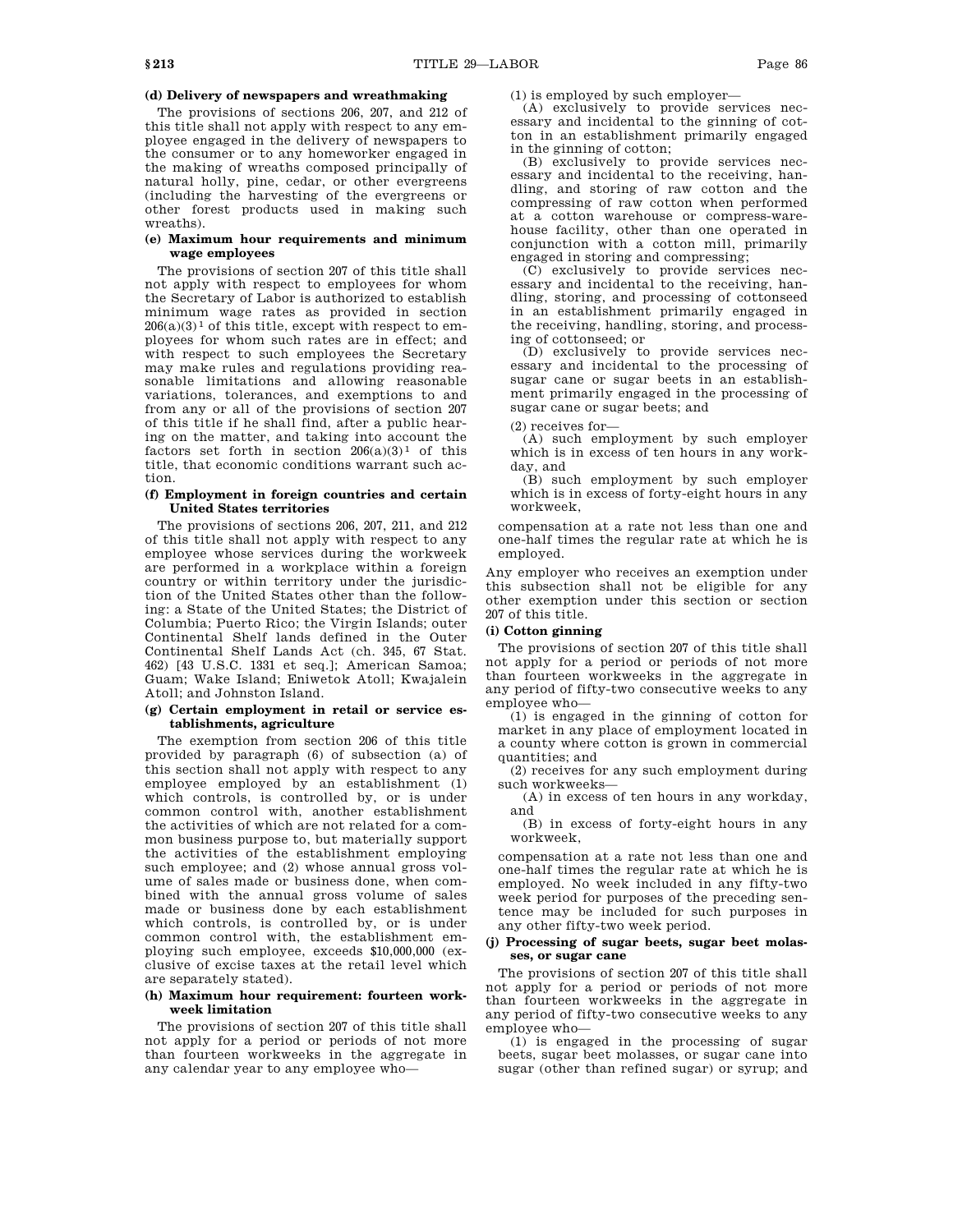**(d) Delivery of newspapers and wreathmaking**

The provisions of sections 206, 207, and 212 of this title shall not apply with respect to any employee engaged in the delivery of newspapers to the consumer or to any homeworker engaged in the making of wreaths composed principally of natural holly, pine, cedar, or other evergreens (including the harvesting of the evergreens or other forest products used in making such wreaths).

**(e) Maximum hour requirements and minimum wage employees**

The provisions of section 207 of this title shall not apply with respect to employees for whom the Secretary of Labor is authorized to establish minimum wage rates as provided in section 206(a)(3)[1] of this title, except with respect to employees for whom such rates are in effect; and with respect to such employees the Secretary may make rules and regulations providing reasonable limitations and allowing reasonable variations, tolerances, and exemptions to and from any or all of the provisions of section 207 of this title if he shall find, after a public hearing on the matter, and taking into account the factors set forth in section 206(a)(3)[1] of this title, that economic conditions warrant such action.

**(f) Employment in foreign countries and certain United States territories**

The provisions of sections 206, 207, 211, and 212 of this title shall not apply with respect to any employee whose services during the workweek are performed in a workplace within a foreign country or within territory under the jurisdiction of the United States other than the following: a State of the United States; the District of Columbia; Puerto Rico; the Virgin Islands; outer Continental Shelf lands defined in the Outer Continental Shelf Lands Act (ch. 345, 67 Stat. 462) [43 U.S.C. 1331 et seq.]; American Samoa; Guam; Wake Island; Eniwetok Atoll; Kwajalein Atoll; and Johnston Island.

**(g) Certain employment in retail or service establishments, agriculture**

The exemption from section 206 of this title provided by paragraph (6) of subsection (a) of this section shall not apply with respect to any employee employed by an establishment (1) which controls, is controlled by, or is under common control with, another establishment the activities of which are not related for a common business purpose to, but materially support the activities of the establishment employing such employee; and (2) whose annual gross volume of sales made or business done, when combined with the annual gross volume of sales made or business done by each establishment which controls, is controlled by, or is under common control with, the establishment employing such employee, exceeds $10,000,000 (exclusive of excise taxes at the retail level which are separately stated).

**(h) Maximum hour requirement: fourteen workweek limitation**

The provisions of section 207 of this title shall not apply for a period or periods of not more than fourteen workweeks in the aggregate in any calendar year to any employee who—

(1) is employed by such employer—

(A) exclusively to provide services necessary and incidental to the ginning of cotton in an establishment primarily engaged in the ginning of cotton;

(B) exclusively to provide services necessary and incidental to the receiving, handling, and storing of raw cotton and the compressing of raw cotton when performed at a cotton warehouse or compress-warehouse facility, other than one operated in conjunction with a cotton mill, primarily engaged in storing and compressing;

(C) exclusively to provide services necessary and incidental to the receiving, handling, storing, and processing of cottonseed in an establishment primarily engaged in the receiving, handling, storing, and processing of cottonseed; or

(D) exclusively to provide services necessary and incidental to the processing of sugar cane or sugar beets in an establishment primarily engaged in the processing of sugar cane or sugar beets; and

(2) receives for—

(A) such employment by such employer which is in excess of ten hours in any workday, and

(B) such employment by such employer which is in excess of forty-eight hours in any workweek,

compensation at a rate not less than one and one-half times the regular rate at which he is employed.

Any employer who receives an exemption under this subsection shall not be eligible for any other exemption under this section or section 207 of this title.

**(i) Cotton ginning**

The provisions of section 207 of this title shall not apply for a period or periods of not more than fourteen workweeks in the aggregate in any period of fifty-two consecutive weeks to any employee who—

(1) is engaged in the ginning of cotton for market in any place of employment located in a county where cotton is grown in commercial quantities; and

(2) receives for any such employment during such workweeks—

(A) in excess of ten hours in any workday, and

(B) in excess of forty-eight hours in any workweek,

compensation at a rate not less than one and one-half times the regular rate at which he is employed. No week included in any fifty-two week period for purposes of the preceding sentence may be included for such purposes in any other fifty-two week period.

**(j) Processing of sugar beets, sugar beet molasses, or sugar cane**

The provisions of section 207 of this title shall not apply for a period or periods of not more than fourteen workweeks in the aggregate in any period of fifty-two consecutive weeks to any employee who—

(1) is engaged in the processing of sugar beets, sugar beet molasses, or sugar cane into sugar (other than refined sugar) or syrup; and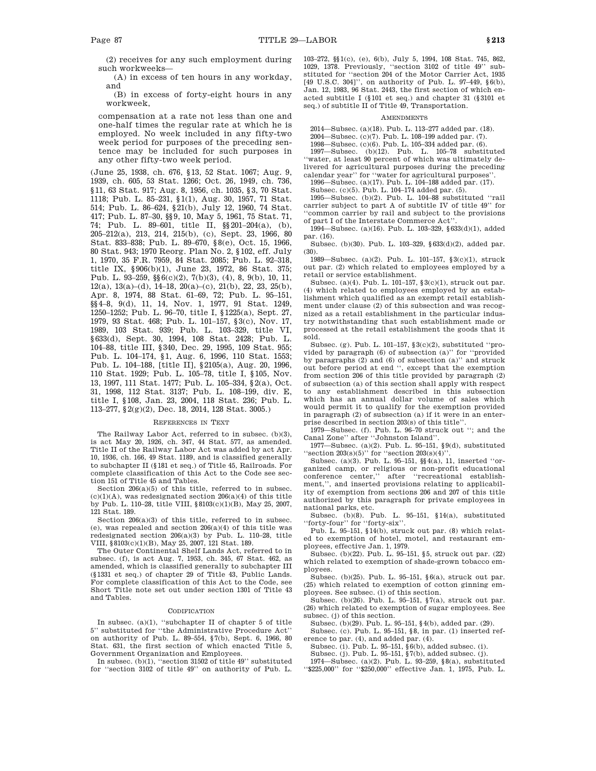(2) receives for any such employment during such workweeks—

(A) in excess of ten hours in any workday, and

(B) in excess of forty-eight hours in any workweek,

compensation at a rate not less than one and one-half times the regular rate at which he is employed. No week included in any fifty-two week period for purposes of the preceding sentence may be included for such purposes in any other fifty-two week period.

(June 25, 1938, ch. 676, §13, 52 Stat. 1067; Aug. 9, 1939, ch. 605, 53 Stat. 1266; Oct. 26, 1949, ch. 736, §11, 63 Stat. 917; Aug. 8, 1956, ch. 1035, §3, 70 Stat. 1118; Pub. L. 85–231, §1(1), Aug. 30, 1957, 71 Stat. 514; Pub. L. 86–624, §21(b), July 12, 1960, 74 Stat. 417; Pub. L. 87–30, §§9, 10, May 5, 1961, 75 Stat. 71, 74; Pub. L. 89–601, title II, §§201–204(a), (b), 205–212(a), 213, 214, 215(b), (c), Sept. 23, 1966, 80 Stat. 833–838; Pub. L. 89–670, §8(e), Oct. 15, 1966, 80 Stat. 943; 1970 Reorg. Plan No. 2, §102, eff. July 1, 1970, 35 F.R. 7959, 84 Stat. 2085; Pub. L. 92–318, title IX, §906(b)(1), June 23, 1972, 86 Stat. 375; Pub. L. 93–259, §§6(c)(2), 7(b)(3), (4), 8, 9(b), 10, 11, 12(a), 13(a)–(d), 14–18, 20(a)–(c), 21(b), 22, 23, 25(b), Apr. 8, 1974, 88 Stat. 61–69, 72; Pub. L. 95–151, §§4–8, 9(d), 11, 14, Nov. 1, 1977, 91 Stat. 1249, 1250–1252; Pub. L. 96–70, title I, §1225(a), Sept. 27, 1979, 93 Stat. 468; Pub. L. 101–157, §3(c), Nov. 17, 1989, 103 Stat. 939; Pub. L. 103–329, title VI, §633(d), Sept. 30, 1994, 108 Stat. 2428; Pub. L. 104–88, title III, §340, Dec. 29, 1995, 109 Stat. 955; Pub. L. 104–174, §1, Aug. 6, 1996, 110 Stat. 1553; Pub. L. 104–188, [title II], §2105(a), Aug. 20, 1996, 110 Stat. 1929; Pub. L. 105–78, title I, §105, Nov. 13, 1997, 111 Stat. 1477; Pub. L. 105–334, §2(a), Oct. 31, 1998, 112 Stat. 3137; Pub. L. 108–199, div. E, title I, §108, Jan. 23, 2004, 118 Stat. 236; Pub. L. 113–277, §2(g)(2), Dec. 18, 2014, 128 Stat. 3005.)

### References in Text

The Railway Labor Act, referred to in subsec. (b)(3), is act May 20, 1926, ch. 347, 44 Stat. 577, as amended. Title II of the Railway Labor Act was added by act Apr. 10, 1936, ch. 166, 49 Stat. 1189, and is classified generally to subchapter II (§181 et seq.) of Title 45, Railroads. For complete classification of this Act to the Code see section 151 of Title 45 and Tables.

Section 206(a)(5) of this title, referred to in subsec. (c)(1)(A), was redesignated section 206(a)(4) of this title by Pub. L. 110–28, title VIII, §8103(c)(1)(B), May 25, 2007, 121 Stat. 189.

Section 206(a)(3) of this title, referred to in subsec. (e), was repealed and section 206(a)(4) of this title was redesignated section 206(a)(3) by Pub. L. 110–28, title VIII, §8103(c)(1)(B), May 25, 2007, 121 Stat. 189.

The Outer Continental Shelf Lands Act, referred to in subsec. (f), is act Aug. 7, 1953, ch. 345, 67 Stat. 462, as amended, which is classified generally to subchapter III (§1331 et seq.) of chapter 29 of Title 43, Public Lands. For complete classification of this Act to the Code, see Short Title note set out under section 1301 of Title 43 and Tables.

### Codification

In subsec. (a)(1), "subchapter II of chapter 5 of title 5" substituted for "the Administrative Procedure Act" on authority of Pub. L. 89–554, §7(b), Sept. 6, 1966, 80 Stat. 631, the first section of which enacted Title 5, Government Organization and Employees.

In subsec. (b)(1), "section 31502 of title 49" substituted for "section 3102 of title 49" on authority of Pub. L. 103–272, §§1(c), (e), 6(b), July 5, 1994, 108 Stat. 745, 862, 1029, 1378. Previously, "section 3102 of title 49" substituted for "section 204 of the Motor Carrier Act, 1935 [49 U.S.C. 304]", on authority of Pub. L. 97–449, §6(b), Jan. 12, 1983, 96 Stat. 2443, the first section of which enacted subtitle I (§101 et seq.) and chapter 31 (§3101 et seq.) of subtitle II of Title 49, Transportation.

### Amendments

2014—Subsec. (a)(18). Pub. L. 113–277 added par. (18).

2004—Subsec. (c)(7). Pub. L. 108–199 added par. (7).

1998—Subsec. (c)(6). Pub. L. 105–334 added par. (6).

1997—Subsec. (b)(12). Pub. L. 105–78 substituted "water, at least 90 percent of which was ultimately delivered for agricultural purposes during the preceding calendar year" for "water for agricultural purposes".

1996—Subsec. (a)(17). Pub. L. 104–188 added par. (17).

Subsec. (c)(5). Pub. L. 104–174 added par. (5).

1995—Subsec. (b)(2). Pub. L. 104–88 substituted "rail carrier subject to part A of subtitle IV of title 49" for "common carrier by rail and subject to the provisions of part I of the Interstate Commerce Act".

1994—Subsec. (a)(16). Pub. L. 103–329, §633(d)(1), added par. (16).

Subsec. (b)(30). Pub. L. 103–329, §633(d)(2), added par. (30).

1989—Subsec. (a)(2). Pub. L. 101–157, §3(c)(1), struck out par. (2) which related to employees employed by a retail or service establishment.

Subsec. (a)(4). Pub. L. 101–157, §3(c)(1), struck out par. (4) which related to employees employed by an establishment which qualified as an exempt retail establishment under clause (2) of this subsection and was recognized as a retail establishment in the particular industry notwithstanding that such establishment made or processed at the retail establishment the goods that it sold.

Subsec. (g). Pub. L. 101–157, §3(c)(2), substituted "provided by paragraph (6) of subsection (a)" for "provided by paragraphs (2) and (6) of subsection (a)" and struck out before period at end ", except that the exemption from section 206 of this title provided by paragraph (2) of subsection (a) of this section shall apply with respect to any establishment described in this subsection which has an annual dollar volume of sales which would permit it to qualify for the exemption provided in paragraph (2) of subsection (a) if it were in an enterprise described in section 203(s) of this title".

1979—Subsec. (f). Pub. L. 96–70 struck out "; and the Canal Zone" after "Johnston Island".

1977—Subsec. (a)(2). Pub. L. 95–151, §9(d), substituted "section 203(s)(5)" for "section 203(s)(4)".

Subsec. (a)(3). Pub. L. 95–151, §§4(a), 11, inserted "organized camp, or religious or non-profit educational conference center," after "recreational establishment,", and inserted provisions relating to applicability of exemption from sections 206 and 207 of this title authorized by this paragraph for private employees in national parks, etc.

Subsec. (b)(8). Pub. L. 95–151, §14(a), substituted "forty-four" for "forty-six".

Pub. L. 95–151, §14(b), struck out par. (8) which related to exemption of hotel, motel, and restaurant employees, effective Jan. 1, 1979.

Subsec. (b)(22). Pub. L. 95–151, §5, struck out par. (22) which related to exemption of shade-grown tobacco employees.

Subsec. (b)(25). Pub. L. 95–151, §6(a), struck out par. (25) which related to exemption of cotton ginning employees. See subsec. (i) of this section.

Subsec. (b)(26). Pub. L. 95–151, §7(a), struck out par. (26) which related to exemption of sugar employees. See subsec. (j) of this section.

Subsec. (b)(29). Pub. L. 95–151, §4(b), added par. (29).

Subsec. (c). Pub. L. 95–151, §8, in par. (1) inserted reference to par. (4), and added par. (4).

Subsec. (i). Pub. L. 95–151, §6(b), added subsec. (i).

Subsec. (j). Pub. L. 95–151, §7(b), added subsec. (j).

1974—Subsec. (a)(2). Pub. L. 93–259, §8(a), substituted "$225,000" for "$250,000" effective Jan. 1, 1975, Pub. L.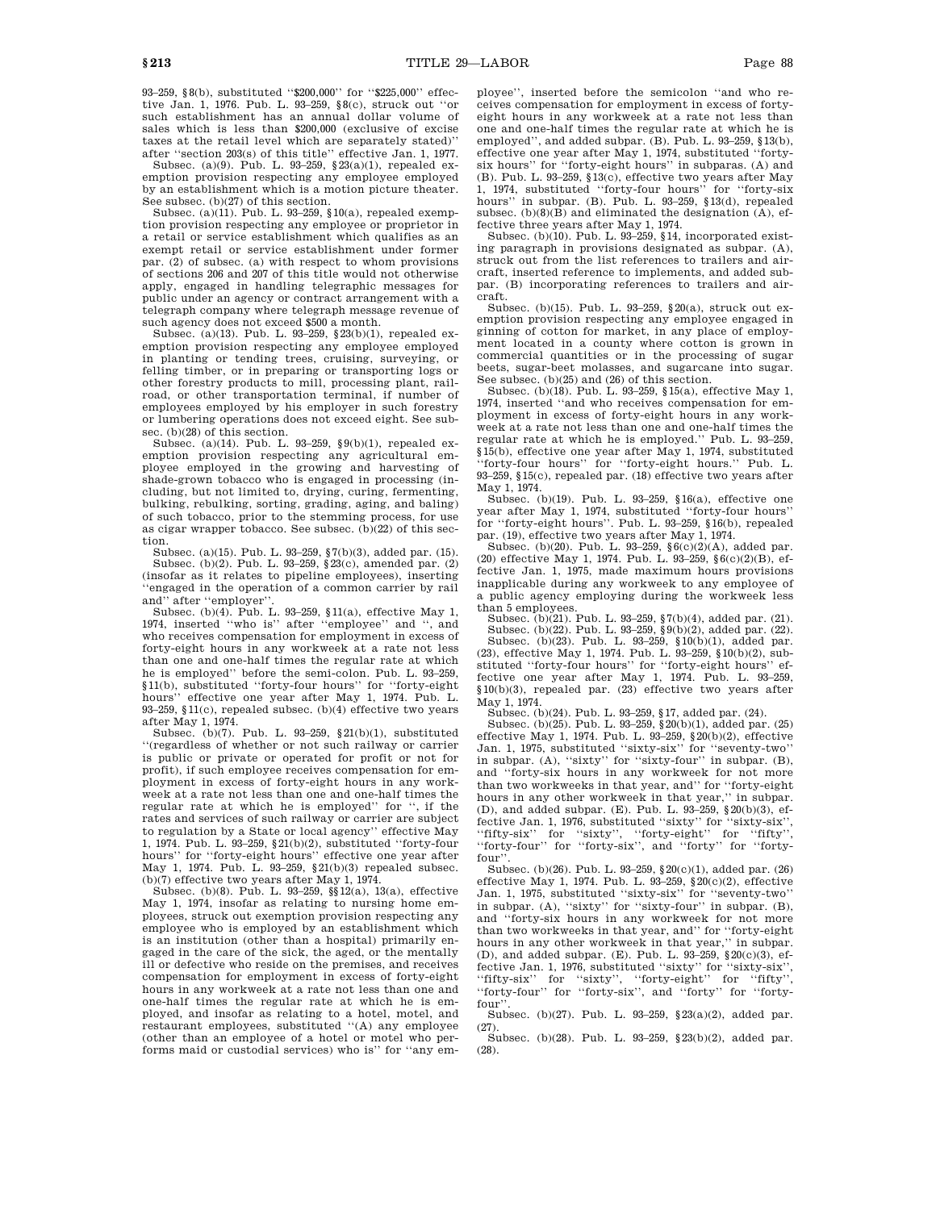93–259, §8(b), substituted ''$200,000'' for ''$225,000'' effective Jan. 1, 1976. Pub. L. 93–259, §8(c), struck out ''or such establishment has an annual dollar volume of sales which is less than $200,000 (exclusive of excise taxes at the retail level which are separately stated)'' after ''section 203(s) of this title'' effective Jan. 1, 1977.

Subsec. (a)(9). Pub. L. 93–259, §23(a)(1), repealed exemption provision respecting any employee employed by an establishment which is a motion picture theater. See subsec. (b)(27) of this section.

Subsec. (a)(11). Pub. L. 93–259, §10(a), repealed exemption provision respecting any employee or proprietor in a retail or service establishment which qualifies as an exempt retail or service establishment under former par. (2) of subsec. (a) with respect to whom provisions of sections 206 and 207 of this title would not otherwise apply, engaged in handling telegraphic messages for public under an agency or contract arrangement with a telegraph company where telegraph message revenue of such agency does not exceed $500 a month.

Subsec. (a)(13). Pub. L. 93–259, §23(b)(1), repealed exemption provision respecting any employee employed in planting or tending trees, cruising, surveying, or felling timber, or in preparing or transporting logs or other forestry products to mill, processing plant, railroad, or other transportation terminal, if number of employees employed by his employer in such forestry or lumbering operations does not exceed eight. See subsec. (b)(28) of this section.

Subsec. (a)(14). Pub. L. 93–259, §9(b)(1), repealed exemption provision respecting any agricultural employee employed in the growing and harvesting of shade-grown tobacco who is engaged in processing (including, but not limited to, drying, curing, fermenting, bulking, rebulking, sorting, grading, aging, and baling) of such tobacco, prior to the stemming process, for use as cigar wrapper tobacco. See subsec. (b)(22) of this section.

Subsec. (a)(15). Pub. L. 93–259, §7(b)(3), added par. (15).

Subsec. (b)(2). Pub. L. 93–259, §23(c), amended par. (2) (insofar as it relates to pipeline employees), inserting ''engaged in the operation of a common carrier by rail and'' after ''employer''.

Subsec. (b)(4). Pub. L. 93–259, §11(a), effective May 1, 1974, inserted ''who is'' after ''employee'' and '', and who receives compensation for employment in excess of forty-eight hours in any workweek at a rate not less than one and one-half times the regular rate at which he is employed'' before the semi-colon. Pub. L. 93–259, §11(b), substituted ''forty-four hours'' for ''forty-eight hours'' effective one year after May 1, 1974. Pub. L. 93–259, §11(c), repealed subsec. (b)(4) effective two years after May 1, 1974.

Subsec. (b)(7). Pub. L. 93–259, §21(b)(1), substituted ''(regardless of whether or not such railway or carrier is public or private or operated for profit or not for profit), if such employee receives compensation for employment in excess of forty-eight hours in any workweek at a rate not less than one and one-half times the regular rate at which he is employed'' for '', if the rates and services of such railway or carrier are subject to regulation by a State or local agency'' effective May 1, 1974. Pub. L. 93–259, §21(b)(2), substituted ''forty-four hours'' for ''forty-eight hours'' effective one year after May 1, 1974. Pub. L. 93–259, §21(b)(3) repealed subsec. (b)(7) effective two years after May 1, 1974.

Subsec. (b)(8). Pub. L. 93–259, §§12(a), 13(a), effective May 1, 1974, insofar as relating to nursing home employees, struck out exemption provision respecting any employee who is employed by an establishment which is an institution (other than a hospital) primarily engaged in the care of the sick, the aged, or the mentally ill or defective who reside on the premises, and receives compensation for employment in excess of forty-eight hours in any workweek at a rate not less than one and one-half times the regular rate at which he is employed, and insofar as relating to a hotel, motel, and restaurant employees, substituted ''(A) any employee (other than an employee of a hotel or motel who performs maid or custodial services) who is'' for ''any employee'', inserted before the semicolon ''and who receives compensation for employment in excess of forty-eight hours in any workweek at a rate not less than one and one-half times the regular rate at which he is employed'', and added subpar. (B). Pub. L. 93–259, §13(b), effective one year after May 1, 1974, substituted ''forty-six hours'' for ''forty-eight hours'' in subparas. (A) and (B). Pub. L. 93–259, §13(c), effective two years after May 1, 1974, substituted ''forty-four hours'' for ''forty-six hours'' in subpar. (B). Pub. L. 93–259, §13(d), repealed subsec. (b)(8)(B) and eliminated the designation (A), effective three years after May 1, 1974.

Subsec. (b)(10). Pub. L. 93–259, §14, incorporated existing paragraph in provisions designated as subpar. (A), struck out from the list references to trailers and aircraft, inserted reference to implements, and added subpar. (B) incorporating references to trailers and aircraft.

Subsec. (b)(15). Pub. L. 93–259, §20(a), struck out exemption provision respecting any employee engaged in ginning of cotton for market, in any place of employment located in a county where cotton is grown in commercial quantities or in the processing of sugar beets, sugar-beet molasses, and sugarcane into sugar. See subsec. (b)(25) and (26) of this section.

Subsec. (b)(18). Pub. L. 93–259, §15(a), effective May 1, 1974, inserted ''and who receives compensation for employment in excess of forty-eight hours in any workweek at a rate not less than one and one-half times the regular rate at which he is employed.'' Pub. L. 93–259, §15(b), effective one year after May 1, 1974, substituted ''forty-four hours'' for ''forty-eight hours.'' Pub. L. 93–259, §15(c), repealed par. (18) effective two years after May 1, 1974.

Subsec. (b)(19). Pub. L. 93–259, §16(a), effective one year after May 1, 1974, substituted ''forty-four hours'' for ''forty-eight hours''. Pub. L. 93–259, §16(b), repealed par. (19), effective two years after May 1, 1974.

Subsec. (b)(20). Pub. L. 93–259, §6(c)(2)(A), added par. (20) effective May 1, 1974. Pub. L. 93–259, §6(c)(2)(B), effective Jan. 1, 1975, made maximum hours provisions inapplicable during any workweek to any employee of a public agency employing during the workweek less than 5 employees.

Subsec. (b)(21). Pub. L. 93–259, §7(b)(4), added par. (21).

Subsec. (b)(22). Pub. L. 93–259, §9(b)(2), added par. (22).

Subsec. (b)(23). Pub. L. 93–259, §10(b)(1), added par. (23), effective May 1, 1974. Pub. L. 93–259, §10(b)(2), substituted ''forty-four hours'' for ''forty-eight hours'' effective one year after May 1, 1974. Pub. L. 93–259, §10(b)(3), repealed par. (23) effective two years after May 1, 1974.

Subsec. (b)(24). Pub. L. 93–259, §17, added par. (24).

Subsec. (b)(25). Pub. L. 93–259, §20(b)(1), added par. (25) effective May 1, 1974. Pub. L. 93–259, §20(b)(2), effective Jan. 1, 1975, substituted ''sixty-six'' for ''seventy-two'' in subpar. (A), ''sixty'' for ''sixty-four'' in subpar. (B), and ''forty-six hours in any workweek for not more than two workweeks in that year, and'' for ''forty-eight hours in any other workweek in that year,'' in subpar. (D), and added subpar. (E). Pub. L. 93–259, §20(b)(3), effective Jan. 1, 1976, substituted ''sixty'' for ''sixty-six'', ''fifty-six'' for ''sixty'', ''forty-eight'' for ''fifty'', ''forty-four'' for ''forty-six'', and ''forty'' for ''forty-four''.

Subsec. (b)(26). Pub. L. 93–259, §20(c)(1), added par. (26) effective May 1, 1974. Pub. L. 93–259, §20(c)(2), effective Jan. 1, 1975, substituted ''sixty-six'' for ''seventy-two'' in subpar. (A), ''sixty'' for ''sixty-four'' in subpar. (B), and ''forty-six hours in any workweek for not more than two workweeks in that year, and'' for ''forty-eight hours in any other workweek in that year,'' in subpar. (D), and added subpar. (E). Pub. L. 93–259, §20(c)(3), effective Jan. 1, 1976, substituted ''sixty'' for ''sixty-six'', ''fifty-six'' for ''sixty'', ''forty-eight'' for ''fifty'', ''forty-four'' for ''forty-six'', and ''forty'' for ''forty-four''.

Subsec. (b)(27). Pub. L. 93–259, §23(a)(2), added par. (27).

Subsec. (b)(28). Pub. L. 93–259, §23(b)(2), added par. (28).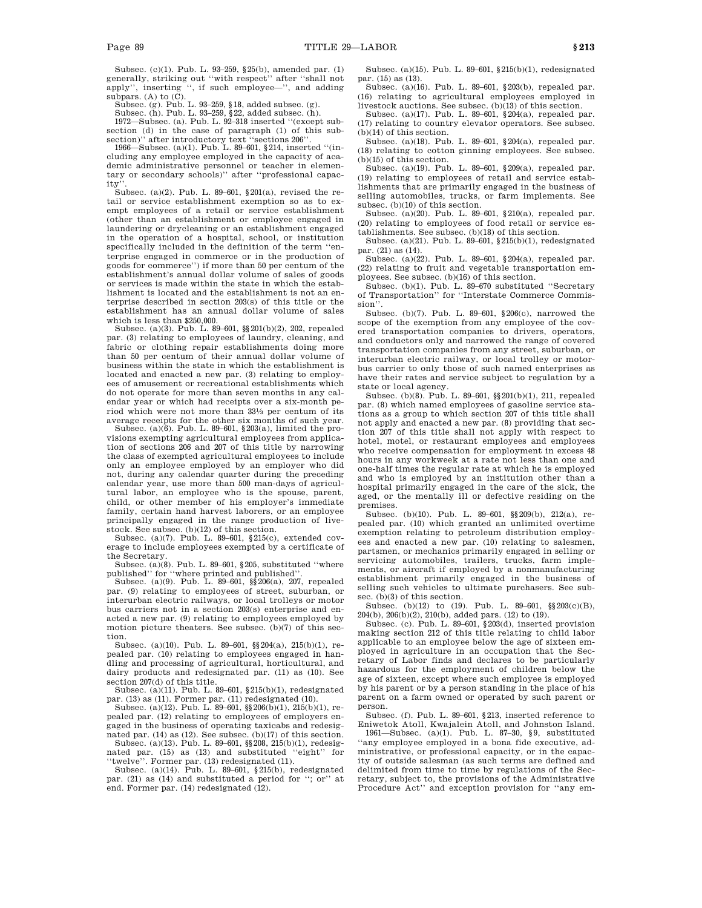Subsec. (c)(1). Pub. L. 93–259, §25(b), amended par. (1) generally, striking out "with respect" after "shall not apply", inserting ", if such employee—", and adding subpars. (A) to (C).

Subsec. (g). Pub. L. 93–259, §18, added subsec. (g).

Subsec. (h). Pub. L. 93–259, §22, added subsec. (h).

1972—Subsec. (a). Pub. L. 92–318 inserted "(except subsection (d) in the case of paragraph (1) of this subsection)" after introductory text "sections 206".

1966—Subsec. (a)(1). Pub. L. 89–601, §214, inserted "(including any employee employed in the capacity of academic administrative personnel or teacher in elementary or secondary schools)" after "professional capacity".

Subsec. (a)(2). Pub. L. 89–601, §201(a), revised the retail or service establishment exemption so as to exempt employees of a retail or service establishment (other than an establishment or employee engaged in laundering or drycleaning or an establishment engaged in the operation of a hospital, school, or institution specifically included in the definition of the term "enterprise engaged in commerce or in the production of goods for commerce") if more than 50 per centum of the establishment's annual dollar volume of sales of goods or services is made within the state in which the establishment is located and the establishment is not an enterprise described in section 203(s) of this title or the establishment has an annual dollar volume of sales which is less than $250,000.

Subsec. (a)(3). Pub. L. 89–601, §§201(b)(2), 202, repealed par. (3) relating to employees of laundry, cleaning, and fabric or clothing repair establishments doing more than 50 per centum of their annual dollar volume of business within the state in which the establishment is located and enacted a new par. (3) relating to employees of amusement or recreational establishments which do not operate for more than seven months in any calendar year or which had receipts over a six-month period which were not more than 33⅓ per centum of its average receipts for the other six months of such year.

Subsec. (a)(6). Pub. L. 89–601, §203(a), limited the provisions exempting agricultural employees from application of sections 206 and 207 of this title by narrowing the class of exempted agricultural employees to include only an employee employed by an employer who did not, during any calendar quarter during the preceding calendar year, use more than 500 man-days of agricultural labor, an employee who is the spouse, parent, child, or other member of his employer's immediate family, certain hand harvest laborers, or an employee principally engaged in the range production of livestock. See subsec. (b)(12) of this section.

Subsec. (a)(7). Pub. L. 89–601, §215(c), extended coverage to include employees exempted by a certificate of the Secretary.

Subsec. (a)(8). Pub. L. 89–601, §205, substituted "where published" for "where printed and published".

Subsec. (a)(9). Pub. L. 89–601, §§206(a), 207, repealed par. (9) relating to employees of street, suburban, or interurban electric railways, or local trolleys or motor bus carriers not in a section 203(s) enterprise and enacted a new par. (9) relating to employees employed by motion picture theaters. See subsec. (b)(7) of this section.

Subsec. (a)(10). Pub. L. 89–601, §§204(a), 215(b)(1), repealed par. (10) relating to employees engaged in handling and processing of agricultural, horticultural, and dairy products and redesignated par. (11) as (10). See section 207(d) of this title.

Subsec. (a)(11). Pub. L. 89–601, §215(b)(1), redesignated par. (13) as (11). Former par. (11) redesignated (10).

Subsec. (a)(12). Pub. L. 89–601, §§206(b)(1), 215(b)(1), repealed par. (12) relating to employees of employers engaged in the business of operating taxicabs and redesignated par. (14) as (12). See subsec. (b)(17) of this section.

Subsec. (a)(13). Pub. L. 89–601, §§208, 215(b)(1), redesignated par. (15) as (13) and substituted "eight" for "twelve". Former par. (13) redesignated (11).

Subsec. (a)(14). Pub. L. 89–601, §215(b), redesignated par. (21) as (14) and substituted a period for "; or" at end. Former par. (14) redesignated (12).

Subsec. (a)(15). Pub. L. 89–601, §215(b)(1), redesignated par. (15) as (13).

Subsec. (a)(16). Pub. L. 89–601, §203(b), repealed par. (16) relating to agricultural employees employed in livestock auctions. See subsec. (b)(13) of this section.

Subsec. (a)(17). Pub. L. 89–601, §204(a), repealed par. (17) relating to country elevator operators. See subsec. (b)(14) of this section.

Subsec. (a)(18). Pub. L. 89–601, §204(a), repealed par. (18) relating to cotton ginning employees. See subsec. (b)(15) of this section.

Subsec. (a)(19). Pub. L. 89–601, §209(a), repealed par. (19) relating to employees of retail and service establishments that are primarily engaged in the business of selling automobiles, trucks, or farm implements. See subsec. (b)(10) of this section.

Subsec. (a)(20). Pub. L. 89–601, §210(a), repealed par. (20) relating to employees of food retail or service establishments. See subsec. (b)(18) of this section.

Subsec. (a)(21). Pub. L. 89–601, §215(b)(1), redesignated par. (21) as (14).

Subsec. (a)(22). Pub. L. 89–601, §204(a), repealed par. (22) relating to fruit and vegetable transportation employees. See subsec. (b)(16) of this section.

Subsec. (b)(1). Pub. L. 89–670 substituted "Secretary of Transportation" for "Interstate Commerce Commission".

Subsec. (b)(7). Pub. L. 89–601, §206(c), narrowed the scope of the exemption from any employee of the covered transportation companies to drivers, operators, and conductors only and narrowed the range of covered transportation companies from any street, suburban, or interurban electric railway, or local trolley or motorbus carrier to only those of such named enterprises as have their rates and service subject to regulation by a state or local agency.

Subsec. (b)(8). Pub. L. 89–601, §§201(b)(1), 211, repealed par. (8) which named employees of gasoline service stations as a group to which section 207 of this title shall not apply and enacted a new par. (8) providing that section 207 of this title shall not apply with respect to hotel, motel, or restaurant employees and employees who receive compensation for employment in excess 48 hours in any workweek at a rate not less than one and one-half times the regular rate at which he is employed and who is employed by an institution other than a hospital primarily engaged in the care of the sick, the aged, or the mentally ill or defective residing on the premises.

Subsec. (b)(10). Pub. L. 89–601, §§209(b), 212(a), repealed par. (10) which granted an unlimited overtime exemption relating to petroleum distribution employees and enacted a new par. (10) relating to salesmen, partsmen, or mechanics primarily engaged in selling or servicing automobiles, trailers, trucks, farm implements, or aircraft if employed by a nonmanufacturing establishment primarily engaged in the business of selling such vehicles to ultimate purchasers. See subsec. (b)(3) of this section.

Subsec. (b)(12) to (19). Pub. L. 89–601, §§203(c)(B), 204(b), 206(b)(2), 210(b), added pars. (12) to (19).

Subsec. (c). Pub. L. 89–601, §203(d), inserted provision making section 212 of this title relating to child labor applicable to an employee below the age of sixteen employed in agriculture in an occupation that the Secretary of Labor finds and declares to be particularly hazardous for the employment of children below the age of sixteen, except where such employee is employed by his parent or by a person standing in the place of his parent on a farm owned or operated by such parent or person.

Subsec. (f). Pub. L. 89–601, §213, inserted reference to Eniwetok Atoll, Kwajalein Atoll, and Johnston Island.

1961—Subsec. (a)(1). Pub. L. 87–30, §9, substituted "any employee employed in a bona fide executive, administrative, or professional capacity, or in the capacity of outside salesman (as such terms are defined and delimited from time to time by regulations of the Secretary, subject to, the provisions of the Administrative Procedure Act" and exception provision for "any em-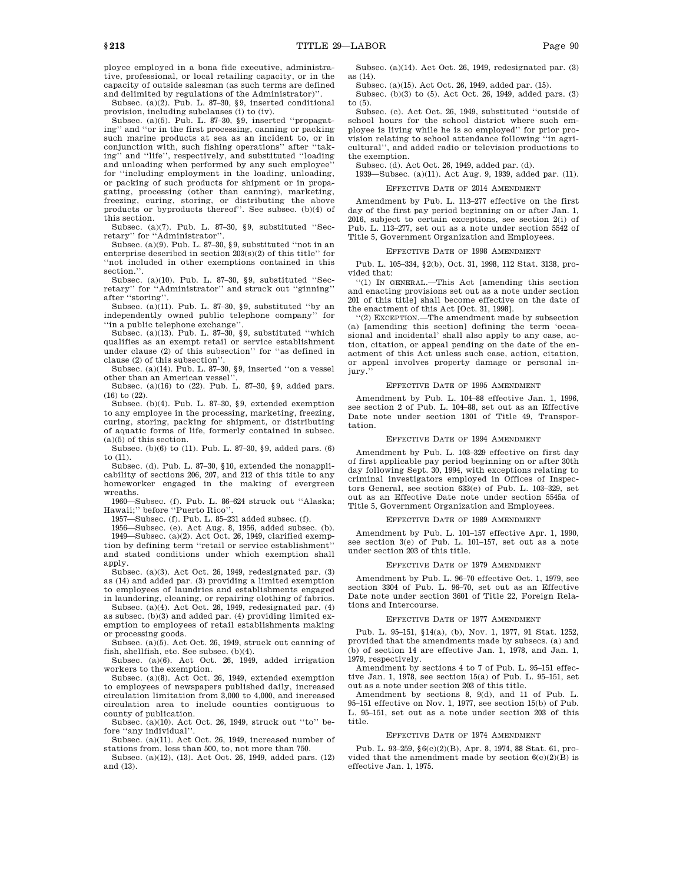ployee employed in a bona fide executive, administrative, professional, or local retailing capacity, or in the capacity of outside salesman (as such terms are defined and delimited by regulations of the Administrator)''.

Subsec. (a)(2). Pub. L. 87–30, §9, inserted conditional provision, including subclauses (i) to (iv).

Subsec. (a)(5). Pub. L. 87–30, §9, inserted ''propagating'' and ''or in the first processing, canning or packing such marine products at sea as an incident to, or in conjunction with, such fishing operations'' after ''taking'' and ''life'', respectively, and substituted ''loading and unloading when performed by any such employee'' for ''including employment in the loading, unloading, or packing of such products for shipment or in propagating, processing (other than canning), marketing, freezing, curing, storing, or distributing the above products or byproducts thereof''. See subsec. (b)(4) of this section.

Subsec. (a)(7). Pub. L. 87–30, §9, substituted ''Secretary'' for ''Administrator''.

Subsec. (a)(9). Pub. L. 87–30, §9, substituted ''not in an enterprise described in section 203(s)(2) of this title'' for ''not included in other exemptions contained in this section.''.

Subsec. (a)(10). Pub. L. 87–30, §9, substituted ''Secretary'' for ''Administrator'' and struck out ''ginning'' after ''storing''.

Subsec. (a)(11). Pub. L. 87–30, §9, substituted ''by an independently owned public telephone company'' for ''in a public telephone exchange''.

Subsec. (a)(13). Pub. L. 87–30, §9, substituted ''which qualifies as an exempt retail or service establishment under clause (2) of this subsection'' for ''as defined in clause (2) of this subsection''.

Subsec. (a)(14). Pub. L. 87–30, §9, inserted ''on a vessel other than an American vessel''.

Subsec. (a)(16) to (22). Pub. L. 87–30, §9, added pars. (16) to (22).

Subsec. (b)(4). Pub. L. 87–30, §9, extended exemption to any employee in the processing, marketing, freezing, curing, storing, packing for shipment, or distributing of aquatic forms of life, formerly contained in subsec. (a)(5) of this section.

Subsec. (b)(6) to (11). Pub. L. 87–30, §9, added pars. (6) to (11).

Subsec. (d). Pub. L. 87–30, §10, extended the nonapplicability of sections 206, 207, and 212 of this title to any homeworker engaged in the making of evergreen wreaths.

1960—Subsec. (f). Pub. L. 86–624 struck out ''Alaska; Hawaii;'' before ''Puerto Rico''.

1957—Subsec. (f). Pub. L. 85–231 added subsec. (f).

1956—Subsec. (e). Act Aug. 8, 1956, added subsec. (b).

1949—Subsec. (a)(2). Act Oct. 26, 1949, clarified exemption by defining term ''retail or service establishment'' and stated conditions under which exemption shall apply.

Subsec. (a)(3). Act Oct. 26, 1949, redesignated par. (3) as (14) and added par. (3) providing a limited exemption to employees of laundries and establishments engaged in laundering, cleaning, or repairing clothing of fabrics.

Subsec. (a)(4). Act Oct. 26, 1949, redesignated par. (4) as subsec. (b)(3) and added par. (4) providing limited exemption to employees of retail establishments making or processing goods.

Subsec. (a)(5). Act Oct. 26, 1949, struck out canning of fish, shellfish, etc. See subsec. (b)(4).

Subsec. (a)(6). Act Oct. 26, 1949, added irrigation workers to the exemption.

Subsec. (a)(8). Act Oct. 26, 1949, extended exemption to employees of newspapers published daily, increased circulation limitation from 3,000 to 4,000, and increased circulation area to include counties contiguous to county of publication.

Subsec. (a)(10). Act Oct. 26, 1949, struck out ''to'' before ''any individual''.

Subsec. (a)(11). Act Oct. 26, 1949, increased number of stations from, less than 500, to, not more than 750.

Subsec. (a)(12), (13). Act Oct. 26, 1949, added pars. (12) and (13).

Subsec. (a)(14). Act Oct. 26, 1949, redesignated par. (3) as (14).

Subsec. (a)(15). Act Oct. 26, 1949, added par. (15).

Subsec. (b)(3) to (5). Act Oct. 26, 1949, added pars. (3) to (5).

Subsec. (c). Act Oct. 26, 1949, substituted ''outside of school hours for the school district where such employee is living while he is so employed'' for prior provision relating to school attendance following ''in agricultural'', and added radio or television productions to the exemption.

Subsec. (d). Act Oct. 26, 1949, added par. (d).

1939—Subsec. (a)(11). Act Aug. 9, 1939, added par. (11).

### EFFECTIVE DATE OF 2014 AMENDMENT

Amendment by Pub. L. 113–277 effective on the first day of the first pay period beginning on or after Jan. 1, 2016, subject to certain exceptions, see section 2(i) of Pub. L. 113–277, set out as a note under section 5542 of Title 5, Government Organization and Employees.

### EFFECTIVE DATE OF 1998 AMENDMENT

Pub. L. 105–334, §2(b), Oct. 31, 1998, 112 Stat. 3138, provided that:

''(1) IN GENERAL.—This Act [amending this section and enacting provisions set out as a note under section 201 of this title] shall become effective on the date of the enactment of this Act [Oct. 31, 1998].

''(2) EXCEPTION.—The amendment made by subsection (a) [amending this section] defining the term 'occasional and incidental' shall also apply to any case, action, citation, or appeal pending on the date of the enactment of this Act unless such case, action, citation, or appeal involves property damage or personal injury.''

### EFFECTIVE DATE OF 1995 AMENDMENT

Amendment by Pub. L. 104–88 effective Jan. 1, 1996, see section 2 of Pub. L. 104–88, set out as an Effective Date note under section 1301 of Title 49, Transportation.

### EFFECTIVE DATE OF 1994 AMENDMENT

Amendment by Pub. L. 103–329 effective on first day of first applicable pay period beginning on or after 30th day following Sept. 30, 1994, with exceptions relating to criminal investigators employed in Offices of Inspectors General, see section 633(e) of Pub. L. 103–329, set out as an Effective Date note under section 5545a of Title 5, Government Organization and Employees.

### EFFECTIVE DATE OF 1989 AMENDMENT

Amendment by Pub. L. 101–157 effective Apr. 1, 1990, see section 3(e) of Pub. L. 101–157, set out as a note under section 203 of this title.

### EFFECTIVE DATE OF 1979 AMENDMENT

Amendment by Pub. L. 96–70 effective Oct. 1, 1979, see section 3304 of Pub. L. 96–70, set out as an Effective Date note under section 3601 of Title 22, Foreign Relations and Intercourse.

### EFFECTIVE DATE OF 1977 AMENDMENT

Pub. L. 95–151, §14(a), (b), Nov. 1, 1977, 91 Stat. 1252, provided that the amendments made by subsecs. (a) and (b) of section 14 are effective Jan. 1, 1978, and Jan. 1, 1979, respectively.

Amendment by sections 4 to 7 of Pub. L. 95–151 effective Jan. 1, 1978, see section 15(a) of Pub. L. 95–151, set out as a note under section 203 of this title.

Amendment by sections 8, 9(d), and 11 of Pub. L. 95–151 effective on Nov. 1, 1977, see section 15(b) of Pub. L. 95–151, set out as a note under section 203 of this title.

### EFFECTIVE DATE OF 1974 AMENDMENT

Pub. L. 93–259, §6(c)(2)(B), Apr. 8, 1974, 88 Stat. 61, provided that the amendment made by section 6(c)(2)(B) is effective Jan. 1, 1975.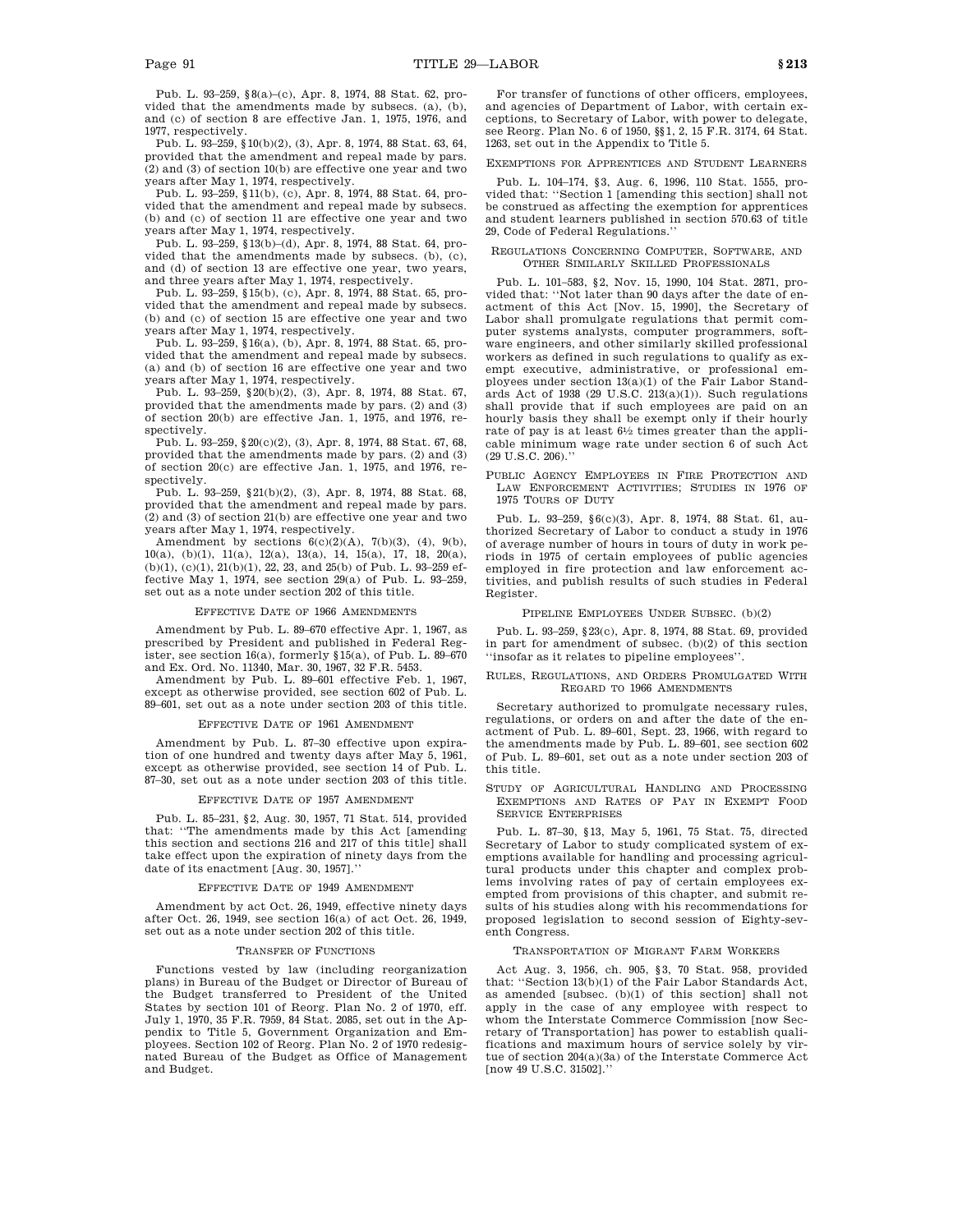Pub. L. 93–259, §8(a)–(c), Apr. 8, 1974, 88 Stat. 62, provided that the amendments made by subsecs. (a), (b), and (c) of section 8 are effective Jan. 1, 1975, 1976, and 1977, respectively.

Pub. L. 93–259, §10(b)(2), (3), Apr. 8, 1974, 88 Stat. 63, 64, provided that the amendment and repeal made by pars. (2) and (3) of section 10(b) are effective one year and two years after May 1, 1974, respectively.

Pub. L. 93–259, §11(b), (c), Apr. 8, 1974, 88 Stat. 64, provided that the amendment and repeal made by subsecs. (b) and (c) of section 11 are effective one year and two years after May 1, 1974, respectively.

Pub. L. 93–259, §13(b)–(d), Apr. 8, 1974, 88 Stat. 64, provided that the amendments made by subsecs. (b), (c), and (d) of section 13 are effective one year, two years, and three years after May 1, 1974, respectively.

Pub. L. 93–259, §15(b), (c), Apr. 8, 1974, 88 Stat. 65, provided that the amendment and repeal made by subsecs. (b) and (c) of section 15 are effective one year and two years after May 1, 1974, respectively.

Pub. L. 93–259, §16(a), (b), Apr. 8, 1974, 88 Stat. 65, provided that the amendment and repeal made by subsecs. (a) and (b) of section 16 are effective one year and two years after May 1, 1974, respectively.

Pub. L. 93–259, §20(b)(2), (3), Apr. 8, 1974, 88 Stat. 67, provided that the amendments made by pars. (2) and (3) of section 20(b) are effective Jan. 1, 1975, and 1976, respectively.

Pub. L. 93–259, §20(c)(2), (3), Apr. 8, 1974, 88 Stat. 67, 68, provided that the amendments made by pars. (2) and (3) of section 20(c) are effective Jan. 1, 1975, and 1976, respectively.

Pub. L. 93–259, §21(b)(2), (3), Apr. 8, 1974, 88 Stat. 68, provided that the amendment and repeal made by pars. (2) and (3) of section 21(b) are effective one year and two years after May 1, 1974, respectively.

Amendment by sections 6(c)(2)(A), 7(b)(3), (4), 9(b), 10(a), (b)(1), 11(a), 12(a), 13(a), 14, 15(a), 17, 18, 20(a), (b)(1), (c)(1), 21(b)(1), 22, 23, and 25(b) of Pub. L. 93–259 effective May 1, 1974, see section 29(a) of Pub. L. 93–259, set out as a note under section 202 of this title.

### Effective Date of 1966 Amendments

Amendment by Pub. L. 89–670 effective Apr. 1, 1967, as prescribed by President and published in Federal Register, see section 16(a), formerly §15(a), of Pub. L. 89–670 and Ex. Ord. No. 11340, Mar. 30, 1967, 32 F.R. 5453.

Amendment by Pub. L. 89–601 effective Feb. 1, 1967, except as otherwise provided, see section 602 of Pub. L. 89–601, set out as a note under section 203 of this title.

### Effective Date of 1961 Amendment

Amendment by Pub. L. 87–30 effective upon expiration of one hundred and twenty days after May 5, 1961, except as otherwise provided, see section 14 of Pub. L. 87–30, set out as a note under section 203 of this title.

### Effective Date of 1957 Amendment

Pub. L. 85–231, §2, Aug. 30, 1957, 71 Stat. 514, provided that: ''The amendments made by this Act [amending this section and sections 216 and 217 of this title] shall take effect upon the expiration of ninety days from the date of its enactment [Aug. 30, 1957].''

### Effective Date of 1949 Amendment

Amendment by act Oct. 26, 1949, effective ninety days after Oct. 26, 1949, see section 16(a) of act Oct. 26, 1949, set out as a note under section 202 of this title.

### Transfer of Functions

Functions vested by law (including reorganization plans) in Bureau of the Budget or Director of Bureau of the Budget transferred to President of the United States by section 101 of Reorg. Plan No. 2 of 1970, eff. July 1, 1970, 35 F.R. 7959, 84 Stat. 2085, set out in the Appendix to Title 5, Government Organization and Employees. Section 102 of Reorg. Plan No. 2 of 1970 redesignated Bureau of the Budget as Office of Management and Budget.

For transfer of functions of other officers, employees, and agencies of Department of Labor, with certain exceptions, to Secretary of Labor, with power to delegate, see Reorg. Plan No. 6 of 1950, §§1, 2, 15 F.R. 3174, 64 Stat. 1263, set out in the Appendix to Title 5.

### Exemptions for Apprentices and Student Learners

Pub. L. 104–174, §3, Aug. 6, 1996, 110 Stat. 1555, provided that: ''Section 1 [amending this section] shall not be construed as affecting the exemption for apprentices and student learners published in section 570.63 of title 29, Code of Federal Regulations.''

### Regulations Concerning Computer, Software, and Other Similarly Skilled Professionals

Pub. L. 101–583, §2, Nov. 15, 1990, 104 Stat. 2871, provided that: ''Not later than 90 days after the date of enactment of this Act [Nov. 15, 1990], the Secretary of Labor shall promulgate regulations that permit computer systems analysts, computer programmers, software engineers, and other similarly skilled professional workers as defined in such regulations to qualify as exempt executive, administrative, or professional employees under section 13(a)(1) of the Fair Labor Standards Act of 1938 (29 U.S.C. 213(a)(1)). Such regulations shall provide that if such employees are paid on an hourly basis they shall be exempt only if their hourly rate of pay is at least 6½ times greater than the applicable minimum wage rate under section 6 of such Act (29 U.S.C. 206).''

### Public Agency Employees in Fire Protection and Law Enforcement Activities; Studies in 1976 of 1975 Tours of Duty

Pub. L. 93–259, §6(c)(3), Apr. 8, 1974, 88 Stat. 61, authorized Secretary of Labor to conduct a study in 1976 of average number of hours in tours of duty in work periods in 1975 of certain employees of public agencies employed in fire protection and law enforcement activities, and publish results of such studies in Federal Register.

### Pipeline Employees Under Subsec. (b)(2)

Pub. L. 93–259, §23(c), Apr. 8, 1974, 88 Stat. 69, provided in part for amendment of subsec. (b)(2) of this section ''insofar as it relates to pipeline employees''.

### Rules, Regulations, and Orders Promulgated With Regard to 1966 Amendments

Secretary authorized to promulgate necessary rules, regulations, or orders on and after the date of the enactment of Pub. L. 89–601, Sept. 23, 1966, with regard to the amendments made by Pub. L. 89–601, see section 602 of Pub. L. 89–601, set out as a note under section 203 of this title.

### Study of Agricultural Handling and Processing Exemptions and Rates of Pay in Exempt Food Service Enterprises

Pub. L. 87–30, §13, May 5, 1961, 75 Stat. 75, directed Secretary of Labor to study complicated system of exemptions available for handling and processing agricultural products under this chapter and complex problems involving rates of pay of certain employees exempted from provisions of this chapter, and submit results of his studies along with his recommendations for proposed legislation to second session of Eighty-seventh Congress.

### Transportation of Migrant Farm Workers

Act Aug. 3, 1956, ch. 905, §3, 70 Stat. 958, provided that: ''Section 13(b)(1) of the Fair Labor Standards Act, as amended [subsec. (b)(1) of this section] shall not apply in the case of any employee with respect to whom the Interstate Commerce Commission [now Secretary of Transportation] has power to establish qualifications and maximum hours of service solely by virtue of section 204(a)(3a) of the Interstate Commerce Act [now 49 U.S.C. 31502].''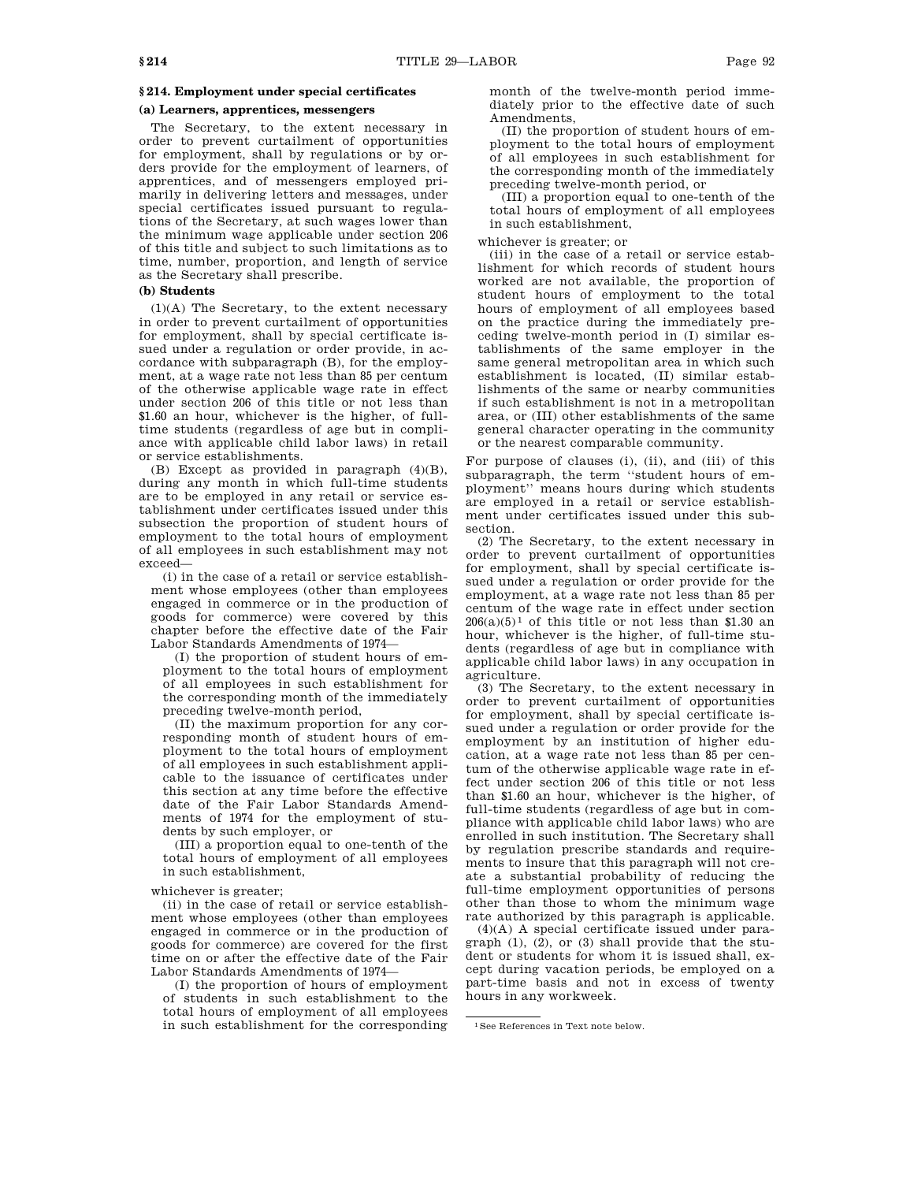## § 214. Employment under special certificates

### (a) Learners, apprentices, messengers

The Secretary, to the extent necessary in order to prevent curtailment of opportunities for employment, shall by regulations or by orders provide for the employment of learners, of apprentices, and of messengers employed primarily in delivering letters and messages, under special certificates issued pursuant to regulations of the Secretary, at such wages lower than the minimum wage applicable under section 206 of this title and subject to such limitations as to time, number, proportion, and length of service as the Secretary shall prescribe.

### (b) Students

(1)(A) The Secretary, to the extent necessary in order to prevent curtailment of opportunities for employment, shall by special certificate issued under a regulation or order provide, in accordance with subparagraph (B), for the employment, at a wage rate not less than 85 per centum of the otherwise applicable wage rate in effect under section 206 of this title or not less than $1.60 an hour, whichever is the higher, of full-time students (regardless of age but in compliance with applicable child labor laws) in retail or service establishments.

(B) Except as provided in paragraph (4)(B), during any month in which full-time students are to be employed in any retail or service establishment under certificates issued under this subsection the proportion of student hours of employment to the total hours of employment of all employees in such establishment may not exceed—

(i) in the case of a retail or service establishment whose employees (other than employees engaged in commerce or in the production of goods for commerce) were covered by this chapter before the effective date of the Fair Labor Standards Amendments of 1974—

(I) the proportion of student hours of employment to the total hours of employment of all employees in such establishment for the corresponding month of the immediately preceding twelve-month period,

(II) the maximum proportion for any corresponding month of student hours of employment to the total hours of employment of all employees in such establishment applicable to the issuance of certificates under this section at any time before the effective date of the Fair Labor Standards Amendments of 1974 for the employment of students by such employer, or

(III) a proportion equal to one-tenth of the total hours of employment of all employees in such establishment,

whichever is greater;

(ii) in the case of retail or service establishment whose employees (other than employees engaged in commerce or in the production of goods for commerce) are covered for the first time on or after the effective date of the Fair Labor Standards Amendments of 1974—

(I) the proportion of hours of employment of students in such establishment to the total hours of employment of all employees in such establishment for the corresponding month of the twelve-month period immediately prior to the effective date of such Amendments,

(II) the proportion of student hours of employment to the total hours of employment of all employees in such establishment for the corresponding month of the immediately preceding twelve-month period, or

(III) a proportion equal to one-tenth of the total hours of employment of all employees in such establishment,

whichever is greater; or

(iii) in the case of a retail or service establishment for which records of student hours worked are not available, the proportion of student hours of employment to the total hours of employment of all employees based on the practice during the immediately preceding twelve-month period in (I) similar establishments of the same employer in the same general metropolitan area in which such establishment is located, (II) similar establishments of the same or nearby communities if such establishment is not in a metropolitan area, or (III) other establishments of the same general character operating in the community or the nearest comparable community.

For purpose of clauses (i), (ii), and (iii) of this subparagraph, the term "student hours of employment" means hours during which students are employed in a retail or service establishment under certificates issued under this subsection.

(2) The Secretary, to the extent necessary in order to prevent curtailment of opportunities for employment, shall by special certificate issued under a regulation or order provide for the employment, at a wage rate not less than 85 per centum of the wage rate in effect under section 206(a)(5)[1] of this title or not less than $1.30 an hour, whichever is the higher, of full-time students (regardless of age but in compliance with applicable child labor laws) in any occupation in agriculture.

(3) The Secretary, to the extent necessary in order to prevent curtailment of opportunities for employment, shall by special certificate issued under a regulation or order provide for the employment by an institution of higher education, at a wage rate not less than 85 per centum of the otherwise applicable wage rate in effect under section 206 of this title or not less than $1.60 an hour, whichever is the higher, of full-time students (regardless of age but in compliance with applicable child labor laws) who are enrolled in such institution. The Secretary shall by regulation prescribe standards and requirements to insure that this paragraph will not create a substantial probability of reducing the full-time employment opportunities of persons other than those to whom the minimum wage rate authorized by this paragraph is applicable.

(4)(A) A special certificate issued under paragraph (1), (2), or (3) shall provide that the student or students for whom it is issued shall, except during vacation periods, be employed on a part-time basis and not in excess of twenty hours in any workweek.

[1] See References in Text note below.